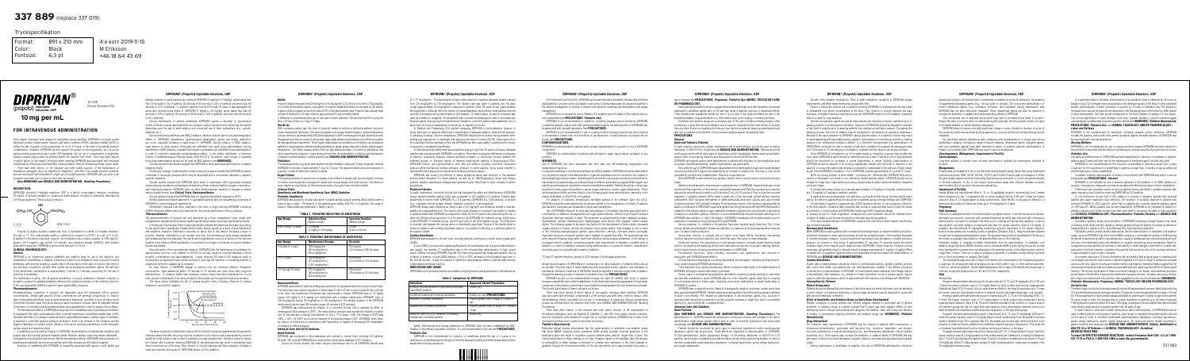# 337 889 (replace 337 079)

Tryckspecifikation

| | | |
|---|---|---|
| Format: | 891 x 210 mm | 4:e korr 2019-11-15 |
| Color: | black | M Eriksson |
| Fontsize: | 6,3 pt | +46 18 64 43 69 |

# DIPRIVAN®

(propofol)
injectable emulsion, USP

## 10 mg per mL

## FOR INTRAVENOUS ADMINISTRATION